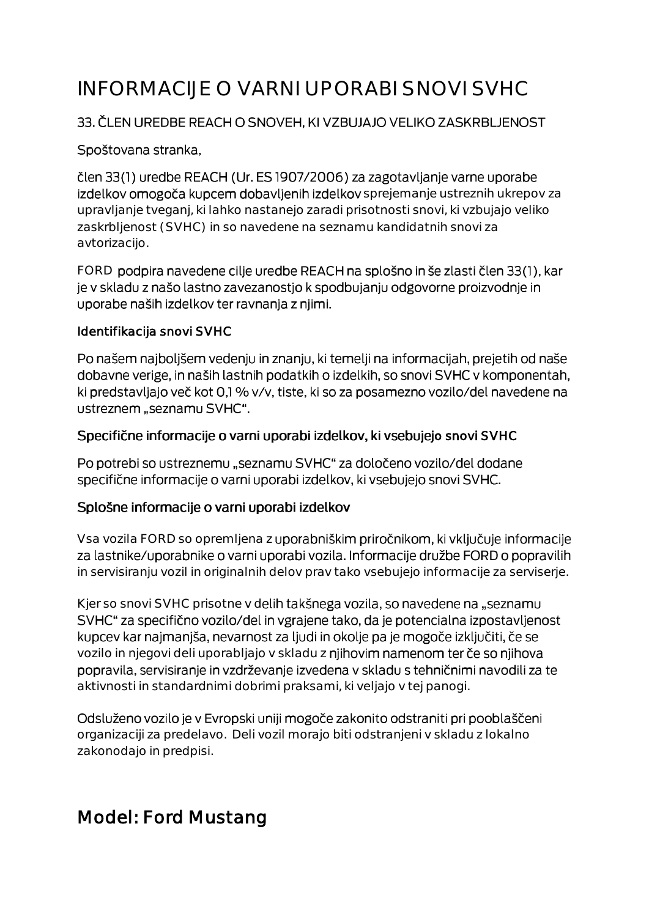# INFORMACIJE O VARNI UPORABI SNOVI SVHC

33. ČLEN UREDBE REACH O SNOVEH, KI VZBUJAJO VELIKO ZASKRBLJENOST

Spoštovana stranka,

člen 33(1) uredbe REACH (Ur. ES 1907/2006) za zagotavljanje varne uporabe izdelkov omogoča kupcem dobavljenih izdelkov sprejemanje ustreznih ukrepov za upravljanje tveganj, ki lahko nastanejo zaradi prisotnosti snovi, ki vzbujajo veliko zaskrbljenost (SVHC) in so navedene na seznamu kandidatnih snovi za avtorizacijo.

FORD podpira navedene cilje uredbe REACH na splošno in še zlasti člen 33(1), kar je v skladu z našo lastno zavezanostjo k spodbujanju odgovorne proizvodnje in uporabe naših izdelkov ter ravnanja z njimi.

**Identifikacija snovi SVHC**

Po našem najboljšem vedenju in znanju, ki temelji na informacijah, prejetih od naše dobavne verige, in naših lastnih podatkih o izdelkih, so snovi SVHC v komponentah, ki predstavljajo več kot 0,1 % v/v, tiste, ki so za posamezno vozilo/del navedene na ustreznem „seznamu SVHC".

**Specifične informacije o varni uporabi izdelkov, ki vsebujejo snovi SVHC**

Po potrebi so ustreznemu „seznamu SVHC" za določeno vozilo/del dodane specifične informacije o varni uporabi izdelkov, ki vsebujejo snovi SVHC.

**Splošne informacije o varni uporabi izdelkov**

Vsa vozila FORD so opremljena z uporabniškim priročnikom, ki vključuje informacije za lastnike/uporabnike o varni uporabi vozila. Informacije družbe FORD o popravilih in servisiranju vozil in originalnih delov prav tako vsebujejo informacije za serviserje.

Kjer so snovi SVHC prisotne v delih takšnega vozila, so navedene na „seznamu SVHC" za specifično vozilo/del in vgrajene tako, da je potencialna izpostavljenost kupcev kar najmanjša, nevarnost za ljudi in okolje pa je mogoče izključiti, če se vozilo in njegovi deli uporabljajo v skladu z njihovim namenom ter če so njihova popravila, servisiranje in vzdrževanje izvedena v skladu s tehničnimi navodili za te aktivnosti in standardnimi dobrimi praksami, ki veljajo v tej panogi.

Odsluženo vozilo je v Evropski uniji mogoče zakonito odstraniti pri pooblaščeni organizaciji za predelavo. Deli vozil morajo biti odstranjeni v skladu z lokalno zakonodajo in predpisi.

## Model: Ford Mustang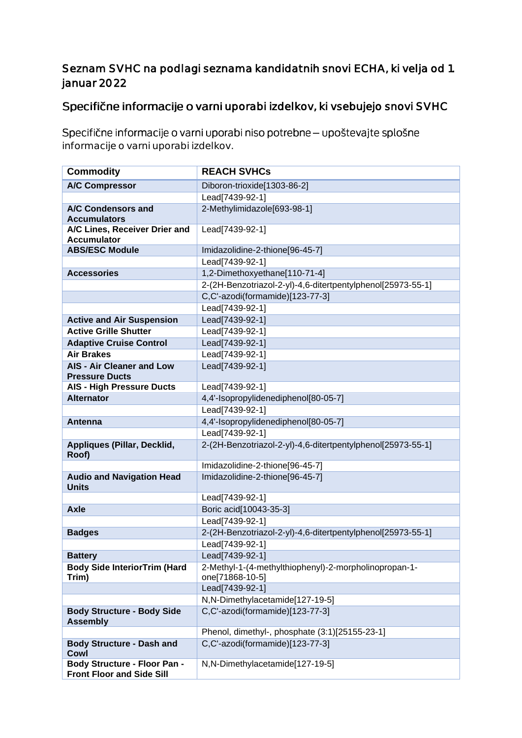## Seznam SVHC na podlagi seznama kandidatnih snovi ECHA, ki velja od 1. januar 2022

## Specifične informacije o varni uporabi izdelkov, ki vsebujejo snovi SVHC

Specifične informacije o varni uporabi niso potrebne – upoštevajte splošne informacije o varni uporabi izdelkov.

| Commodity | REACH SVHCs |
|---|---|
| **A/C Compressor** | Diboron-trioxide[1303-86-2] |
| | Lead[7439-92-1] |
| **A/C Condensors and Accumulators** | 2-Methylimidazole[693-98-1] |
| **A/C Lines, Receiver Drier and Accumulator** | Lead[7439-92-1] |
| **ABS/ESC Module** | Imidazolidine-2-thione[96-45-7] |
| | Lead[7439-92-1] |
| **Accessories** | 1,2-Dimethoxyethane[110-71-4] |
| | 2-(2H-Benzotriazol-2-yl)-4,6-ditertpentylphenol[25973-55-1] |
| | C,C'-azodi(formamide)[123-77-3] |
| | Lead[7439-92-1] |
| **Active and Air Suspension** | Lead[7439-92-1] |
| **Active Grille Shutter** | Lead[7439-92-1] |
| **Adaptive Cruise Control** | Lead[7439-92-1] |
| **Air Brakes** | Lead[7439-92-1] |
| **AIS - Air Cleaner and Low Pressure Ducts** | Lead[7439-92-1] |
| **AIS - High Pressure Ducts** | Lead[7439-92-1] |
| **Alternator** | 4,4'-Isopropylidenediphenol[80-05-7] |
| | Lead[7439-92-1] |
| **Antenna** | 4,4'-Isopropylidenediphenol[80-05-7] |
| | Lead[7439-92-1] |
| **Appliques (Pillar, Decklid, Roof)** | 2-(2H-Benzotriazol-2-yl)-4,6-ditertpentylphenol[25973-55-1] |
| | Imidazolidine-2-thione[96-45-7] |
| **Audio and Navigation Head Units** | Imidazolidine-2-thione[96-45-7] |
| | Lead[7439-92-1] |
| **Axle** | Boric acid[10043-35-3] |
| | Lead[7439-92-1] |
| **Badges** | 2-(2H-Benzotriazol-2-yl)-4,6-ditertpentylphenol[25973-55-1] |
| | Lead[7439-92-1] |
| **Battery** | Lead[7439-92-1] |
| **Body Side InteriorTrim (Hard Trim)** | 2-Methyl-1-(4-methylthiophenyl)-2-morpholinopropan-1-one[71868-10-5] |
| | Lead[7439-92-1] |
| | N,N-Dimethylacetamide[127-19-5] |
| **Body Structure - Body Side Assembly** | C,C'-azodi(formamide)[123-77-3] |
| | Phenol, dimethyl-, phosphate (3:1)[25155-23-1] |
| **Body Structure - Dash and Cowl** | C,C'-azodi(formamide)[123-77-3] |
| **Body Structure - Floor Pan - Front Floor and Side Sill** | N,N-Dimethylacetamide[127-19-5] |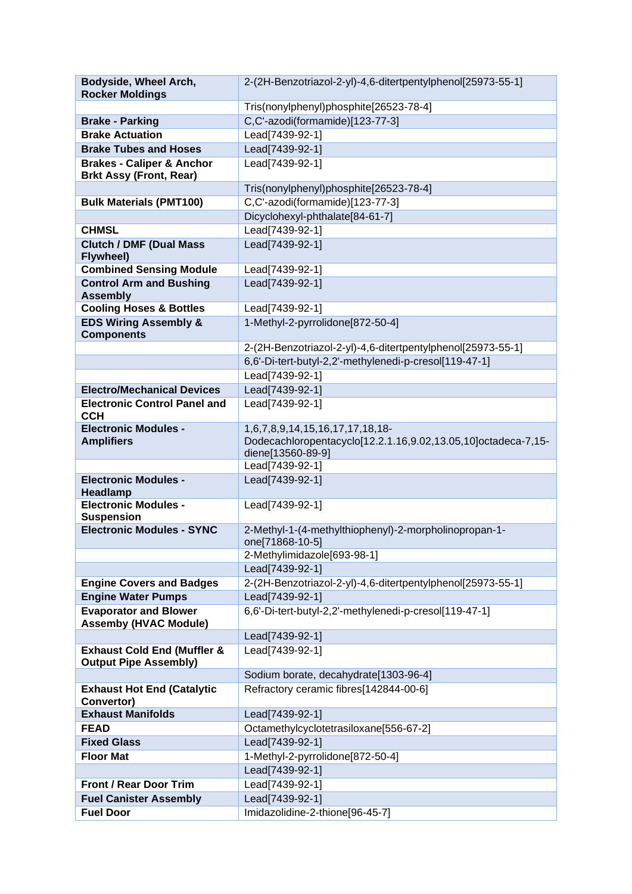| Bodyside, Wheel Arch, Rocker Moldings | 2-(2H-Benzotriazol-2-yl)-4,6-ditertpentylphenol[25973-55-1] |
|---|---|
| | Tris(nonylphenyl)phosphite[26523-78-4] |
| **Brake - Parking** | C,C'-azodi(formamide)[123-77-3] |
| **Brake Actuation** | Lead[7439-92-1] |
| **Brake Tubes and Hoses** | Lead[7439-92-1] |
| **Brakes - Caliper & Anchor Brkt Assy (Front, Rear)** | Lead[7439-92-1] |
| | Tris(nonylphenyl)phosphite[26523-78-4] |
| **Bulk Materials (PMT100)** | C,C'-azodi(formamide)[123-77-3] |
| | Dicyclohexyl-phthalate[84-61-7] |
| **CHMSL** | Lead[7439-92-1] |
| **Clutch / DMF (Dual Mass Flywheel)** | Lead[7439-92-1] |
| **Combined Sensing Module** | Lead[7439-92-1] |
| **Control Arm and Bushing Assembly** | Lead[7439-92-1] |
| **Cooling Hoses & Bottles** | Lead[7439-92-1] |
| **EDS Wiring Assembly & Components** | 1-Methyl-2-pyrrolidone[872-50-4] |
| | 2-(2H-Benzotriazol-2-yl)-4,6-ditertpentylphenol[25973-55-1] |
| | 6,6'-Di-tert-butyl-2,2'-methylenedi-p-cresol[119-47-1] |
| | Lead[7439-92-1] |
| **Electro/Mechanical Devices** | Lead[7439-92-1] |
| **Electronic Control Panel and CCH** | Lead[7439-92-1] |
| **Electronic Modules - Amplifiers** | 1,6,7,8,9,14,15,16,17,17,18,18-Dodecachloropentacyclo[12.2.1.16,9.02,13.05,10]octadeca-7,15-diene[13560-89-9] |
| | Lead[7439-92-1] |
| **Electronic Modules - Headlamp** | Lead[7439-92-1] |
| **Electronic Modules - Suspension** | Lead[7439-92-1] |
| **Electronic Modules - SYNC** | 2-Methyl-1-(4-methylthiophenyl)-2-morpholinopropan-1-one[71868-10-5] |
| | 2-Methylimidazole[693-98-1] |
| | Lead[7439-92-1] |
| **Engine Covers and Badges** | 2-(2H-Benzotriazol-2-yl)-4,6-ditertpentylphenol[25973-55-1] |
| **Engine Water Pumps** | Lead[7439-92-1] |
| **Evaporator and Blower Assemby (HVAC Module)** | 6,6'-Di-tert-butyl-2,2'-methylenedi-p-cresol[119-47-1] |
| | Lead[7439-92-1] |
| **Exhaust Cold End (Muffler & Output Pipe Assembly)** | Lead[7439-92-1] |
| | Sodium borate, decahydrate[1303-96-4] |
| **Exhaust Hot End (Catalytic Convertor)** | Refractory ceramic fibres[142844-00-6] |
| **Exhaust Manifolds** | Lead[7439-92-1] |
| **FEAD** | Octamethylcyclotetrasiloxane[556-67-2] |
| **Fixed Glass** | Lead[7439-92-1] |
| **Floor Mat** | 1-Methyl-2-pyrrolidone[872-50-4] |
| | Lead[7439-92-1] |
| **Front / Rear Door Trim** | Lead[7439-92-1] |
| **Fuel Canister Assembly** | Lead[7439-92-1] |
| **Fuel Door** | Imidazolidine-2-thione[96-45-7] |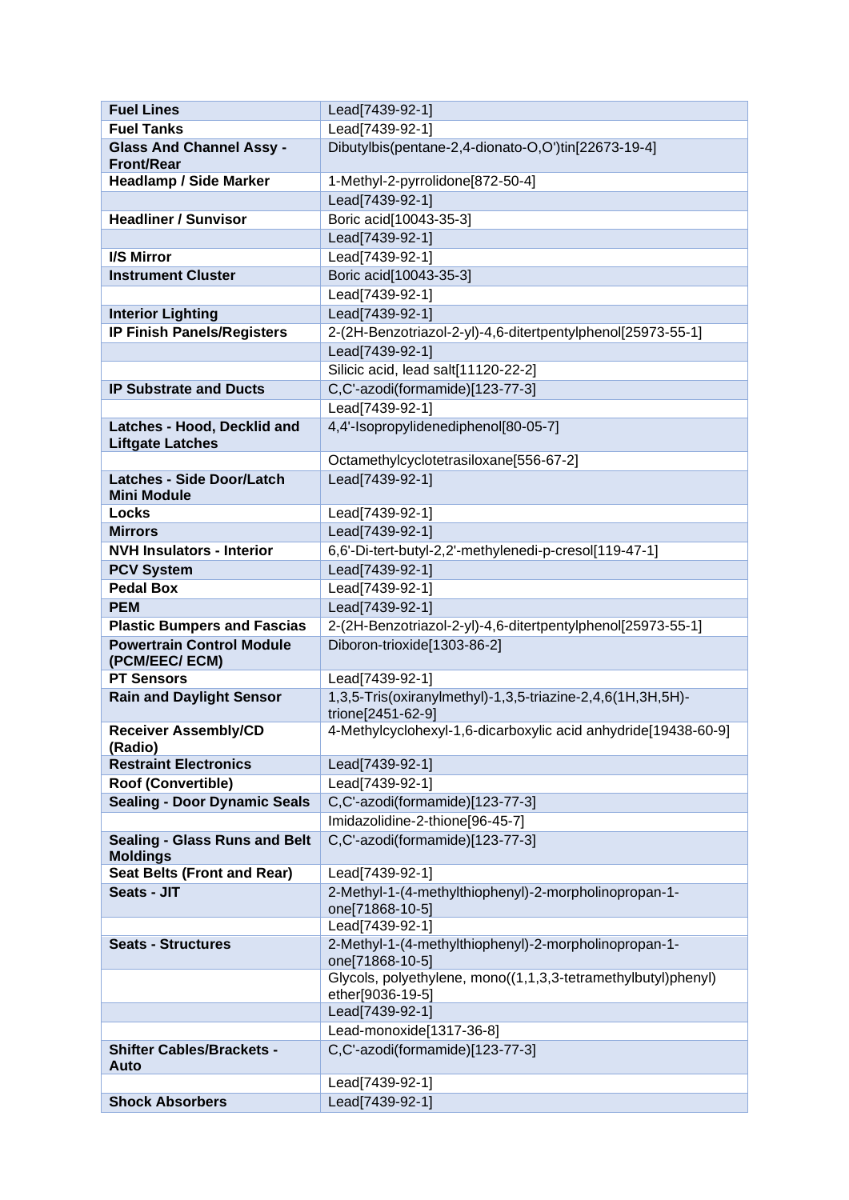| | |
|---|---|
| **Fuel Lines** | Lead[7439-92-1] |
| **Fuel Tanks** | Lead[7439-92-1] |
| **Glass And Channel Assy - Front/Rear** | Dibutylbis(pentane-2,4-dionato-O,O')tin[22673-19-4] |
| **Headlamp / Side Marker** | 1-Methyl-2-pyrrolidone[872-50-4] |
| | Lead[7439-92-1] |
| **Headliner / Sunvisor** | Boric acid[10043-35-3] |
| | Lead[7439-92-1] |
| **I/S Mirror** | Lead[7439-92-1] |
| **Instrument Cluster** | Boric acid[10043-35-3] |
| | Lead[7439-92-1] |
| **Interior Lighting** | Lead[7439-92-1] |
| **IP Finish Panels/Registers** | 2-(2H-Benzotriazol-2-yl)-4,6-ditertpentylphenol[25973-55-1] |
| | Lead[7439-92-1] |
| | Silicic acid, lead salt[11120-22-2] |
| **IP Substrate and Ducts** | C,C'-azodi(formamide)[123-77-3] |
| | Lead[7439-92-1] |
| **Latches - Hood, Decklid and Liftgate Latches** | 4,4'-Isopropylidenediphenol[80-05-7] |
| | Octamethylcyclotetrasiloxane[556-67-2] |
| **Latches - Side Door/Latch Mini Module** | Lead[7439-92-1] |
| **Locks** | Lead[7439-92-1] |
| **Mirrors** | Lead[7439-92-1] |
| **NVH Insulators - Interior** | 6,6'-Di-tert-butyl-2,2'-methylenedi-p-cresol[119-47-1] |
| **PCV System** | Lead[7439-92-1] |
| **Pedal Box** | Lead[7439-92-1] |
| **PEM** | Lead[7439-92-1] |
| **Plastic Bumpers and Fascias** | 2-(2H-Benzotriazol-2-yl)-4,6-ditertpentylphenol[25973-55-1] |
| **Powertrain Control Module (PCM/EEC/ ECM)** | Diboron-trioxide[1303-86-2] |
| **PT Sensors** | Lead[7439-92-1] |
| **Rain and Daylight Sensor** | 1,3,5-Tris(oxiranylmethyl)-1,3,5-triazine-2,4,6(1H,3H,5H)-trione[2451-62-9] |
| **Receiver Assembly/CD (Radio)** | 4-Methylcyclohexyl-1,6-dicarboxylic acid anhydride[19438-60-9] |
| **Restraint Electronics** | Lead[7439-92-1] |
| **Roof (Convertible)** | Lead[7439-92-1] |
| **Sealing - Door Dynamic Seals** | C,C'-azodi(formamide)[123-77-3] |
| | Imidazolidine-2-thione[96-45-7] |
| **Sealing - Glass Runs and Belt Moldings** | C,C'-azodi(formamide)[123-77-3] |
| **Seat Belts (Front and Rear)** | Lead[7439-92-1] |
| **Seats - JIT** | 2-Methyl-1-(4-methylthiophenyl)-2-morpholinopropan-1-one[71868-10-5] |
| | Lead[7439-92-1] |
| **Seats - Structures** | 2-Methyl-1-(4-methylthiophenyl)-2-morpholinopropan-1-one[71868-10-5] |
| | Glycols, polyethylene, mono((1,1,3,3-tetramethylbutyl)phenyl) ether[9036-19-5] |
| | Lead[7439-92-1] |
| | Lead-monoxide[1317-36-8] |
| **Shifter Cables/Brackets - Auto** | C,C'-azodi(formamide)[123-77-3] |
| | Lead[7439-92-1] |
| **Shock Absorbers** | Lead[7439-92-1] |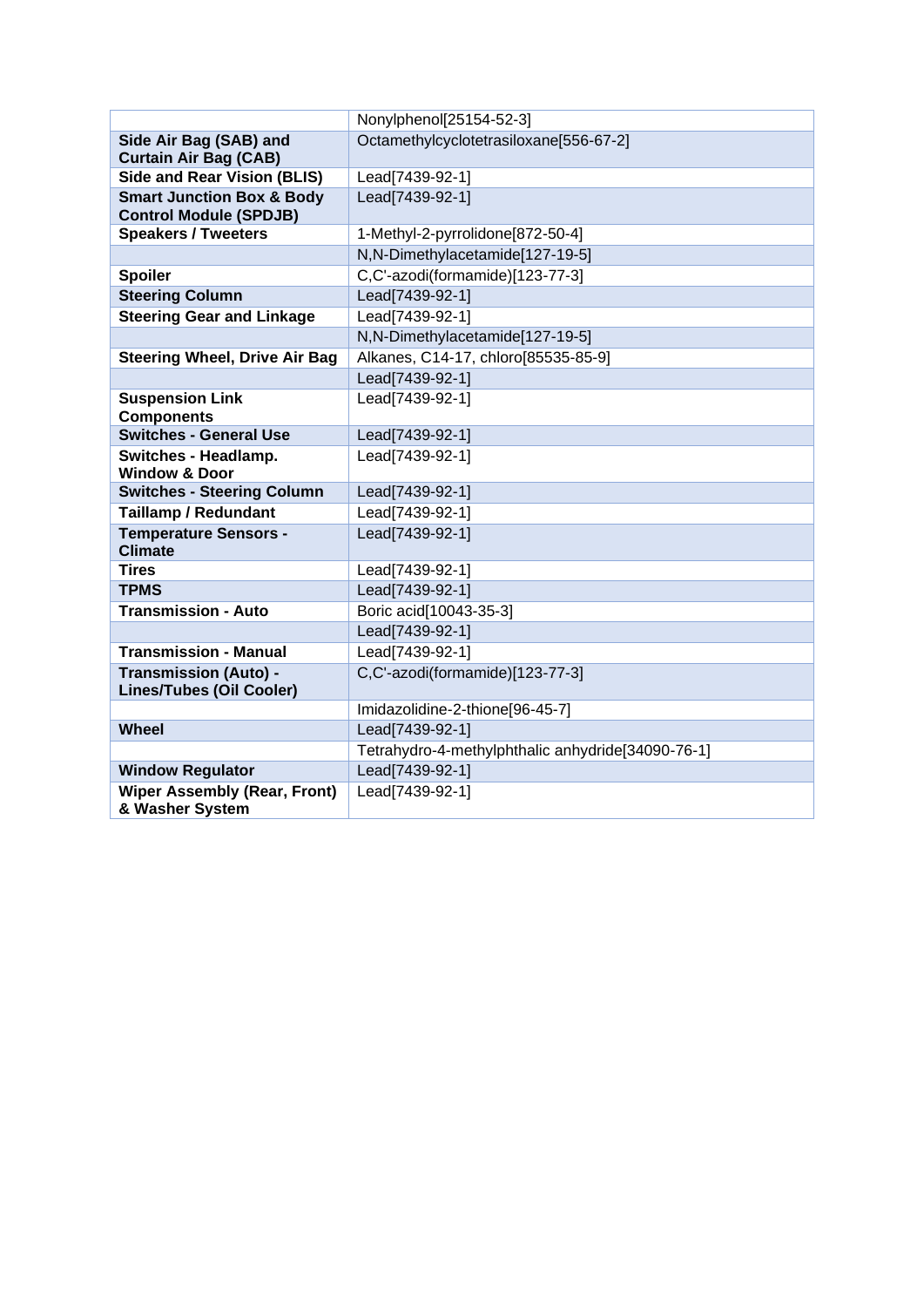| | |
|---|---|
| | Nonylphenol[25154-52-3] |
| **Side Air Bag (SAB) and Curtain Air Bag (CAB)** | Octamethylcyclotetrasiloxane[556-67-2] |
| **Side and Rear Vision (BLIS)** | Lead[7439-92-1] |
| **Smart Junction Box & Body Control Module (SPDJB)** | Lead[7439-92-1] |
| **Speakers / Tweeters** | 1-Methyl-2-pyrrolidone[872-50-4] |
| | N,N-Dimethylacetamide[127-19-5] |
| **Spoiler** | C,C'-azodi(formamide)[123-77-3] |
| **Steering Column** | Lead[7439-92-1] |
| **Steering Gear and Linkage** | Lead[7439-92-1] |
| | N,N-Dimethylacetamide[127-19-5] |
| **Steering Wheel, Drive Air Bag** | Alkanes, C14-17, chloro[85535-85-9] |
| | Lead[7439-92-1] |
| **Suspension Link Components** | Lead[7439-92-1] |
| **Switches - General Use** | Lead[7439-92-1] |
| **Switches - Headlamp. Window & Door** | Lead[7439-92-1] |
| **Switches - Steering Column** | Lead[7439-92-1] |
| **Taillamp / Redundant** | Lead[7439-92-1] |
| **Temperature Sensors - Climate** | Lead[7439-92-1] |
| **Tires** | Lead[7439-92-1] |
| **TPMS** | Lead[7439-92-1] |
| **Transmission - Auto** | Boric acid[10043-35-3] |
| | Lead[7439-92-1] |
| **Transmission - Manual** | Lead[7439-92-1] |
| **Transmission (Auto) - Lines/Tubes (Oil Cooler)** | C,C'-azodi(formamide)[123-77-3] |
| | Imidazolidine-2-thione[96-45-7] |
| **Wheel** | Lead[7439-92-1] |
| | Tetrahydro-4-methylphthalic anhydride[34090-76-1] |
| **Window Regulator** | Lead[7439-92-1] |
| **Wiper Assembly (Rear, Front) & Washer System** | Lead[7439-92-1] |